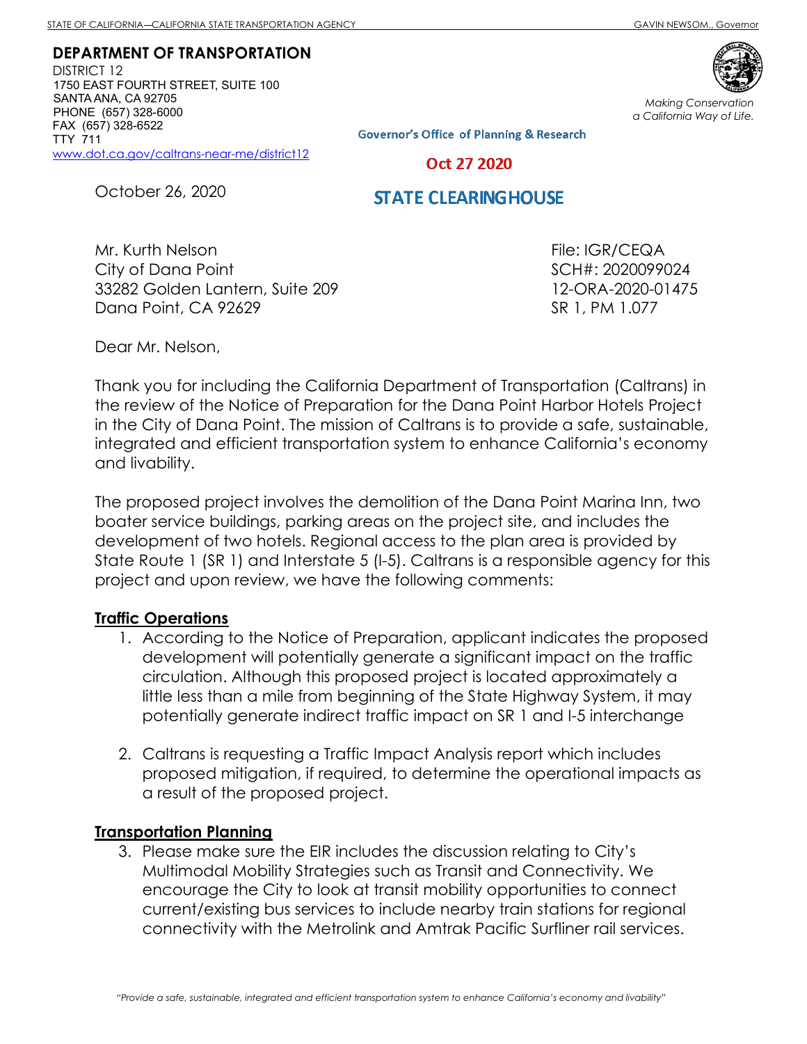STATE OF CALIFORNIA—CALIFORNIA STATE TRANSPORTATION AGENCY GAVIN NEWSOM., Governor

**DEPARTMENT OF TRANSPORTATION**
DISTRICT 12
1750 EAST FOURTH STREET, SUITE 100
SANTA ANA, CA 92705
PHONE (657) 328-6000
FAX (657) 328-6522
TTY 711
www.dot.ca.gov/caltrans-near-me/district12

*Making Conservation a California Way of Life.*

Governor's Office of Planning & Research

Oct 27 2020

STATE CLEARINGHOUSE

October 26, 2020

Mr. Kurth Nelson
City of Dana Point
33282 Golden Lantern, Suite 209
Dana Point, CA 92629

File: IGR/CEQA
SCH#: 2020099024
12-ORA-2020-01475
SR 1, PM 1.077

Dear Mr. Nelson,

Thank you for including the California Department of Transportation (Caltrans) in the review of the Notice of Preparation for the Dana Point Harbor Hotels Project in the City of Dana Point. The mission of Caltrans is to provide a safe, sustainable, integrated and efficient transportation system to enhance California's economy and livability.

The proposed project involves the demolition of the Dana Point Marina Inn, two boater service buildings, parking areas on the project site, and includes the development of two hotels. Regional access to the plan area is provided by State Route 1 (SR 1) and Interstate 5 (I-5). Caltrans is a responsible agency for this project and upon review, we have the following comments:

**Traffic Operations**

1. According to the Notice of Preparation, applicant indicates the proposed development will potentially generate a significant impact on the traffic circulation. Although this proposed project is located approximately a little less than a mile from beginning of the State Highway System, it may potentially generate indirect traffic impact on SR 1 and I-5 interchange

2. Caltrans is requesting a Traffic Impact Analysis report which includes proposed mitigation, if required, to determine the operational impacts as a result of the proposed project.

**Transportation Planning**

3. Please make sure the EIR includes the discussion relating to City's Multimodal Mobility Strategies such as Transit and Connectivity. We encourage the City to look at transit mobility opportunities to connect current/existing bus services to include nearby train stations for regional connectivity with the Metrolink and Amtrak Pacific Surfliner rail services.

*"Provide a safe, sustainable, integrated and efficient transportation system to enhance California's economy and livability"*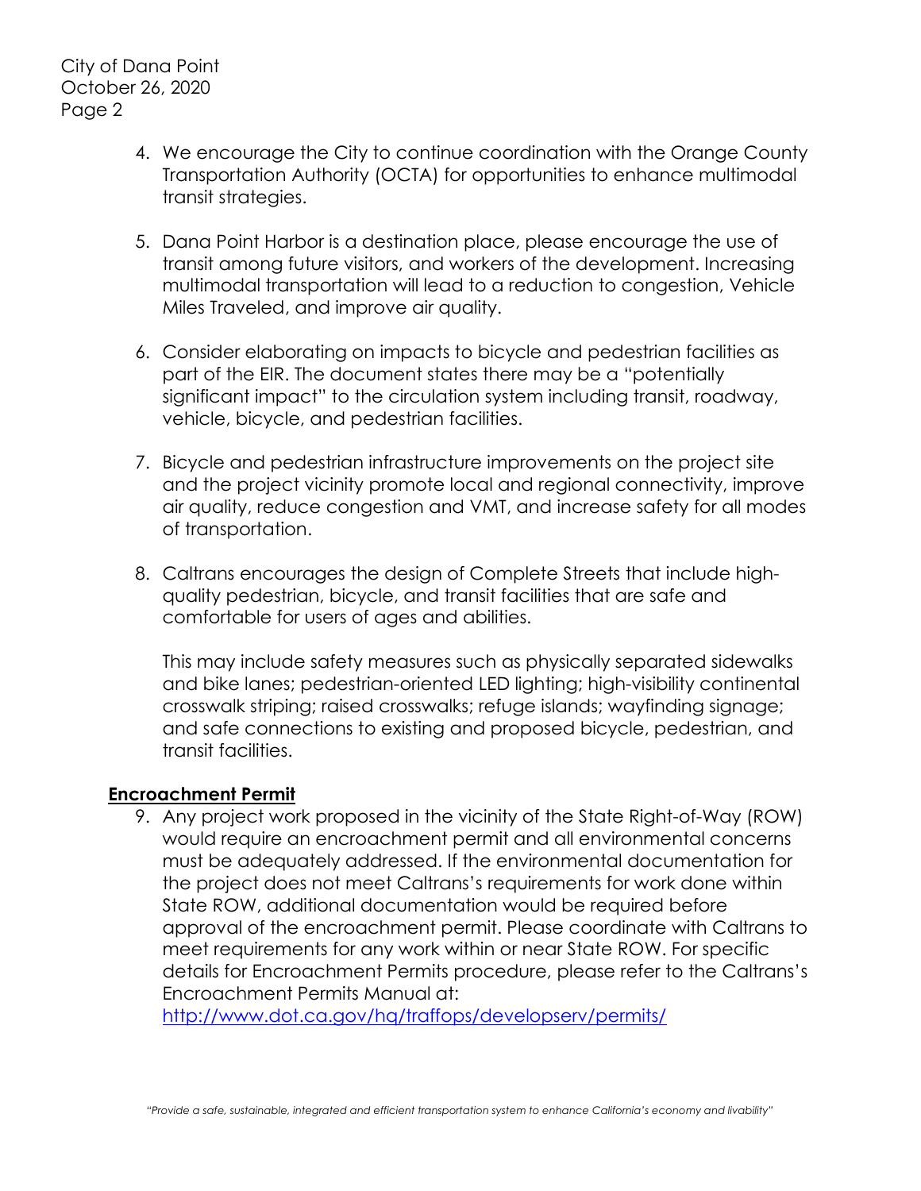4. We encourage the City to continue coordination with the Orange County Transportation Authority (OCTA) for opportunities to enhance multimodal transit strategies.

5. Dana Point Harbor is a destination place, please encourage the use of transit among future visitors, and workers of the development. Increasing multimodal transportation will lead to a reduction to congestion, Vehicle Miles Traveled, and improve air quality.

6. Consider elaborating on impacts to bicycle and pedestrian facilities as part of the EIR. The document states there may be a "potentially significant impact" to the circulation system including transit, roadway, vehicle, bicycle, and pedestrian facilities.

7. Bicycle and pedestrian infrastructure improvements on the project site and the project vicinity promote local and regional connectivity, improve air quality, reduce congestion and VMT, and increase safety for all modes of transportation.

8. Caltrans encourages the design of Complete Streets that include high-quality pedestrian, bicycle, and transit facilities that are safe and comfortable for users of ages and abilities.

   This may include safety measures such as physically separated sidewalks and bike lanes; pedestrian-oriented LED lighting; high-visibility continental crosswalk striping; raised crosswalks; refuge islands; wayfinding signage; and safe connections to existing and proposed bicycle, pedestrian, and transit facilities.

**Encroachment Permit**

9. Any project work proposed in the vicinity of the State Right-of-Way (ROW) would require an encroachment permit and all environmental concerns must be adequately addressed. If the environmental documentation for the project does not meet Caltrans's requirements for work done within State ROW, additional documentation would be required before approval of the encroachment permit. Please coordinate with Caltrans to meet requirements for any work within or near State ROW. For specific details for Encroachment Permits procedure, please refer to the Caltrans's Encroachment Permits Manual at: http://www.dot.ca.gov/hq/traffops/developserv/permits/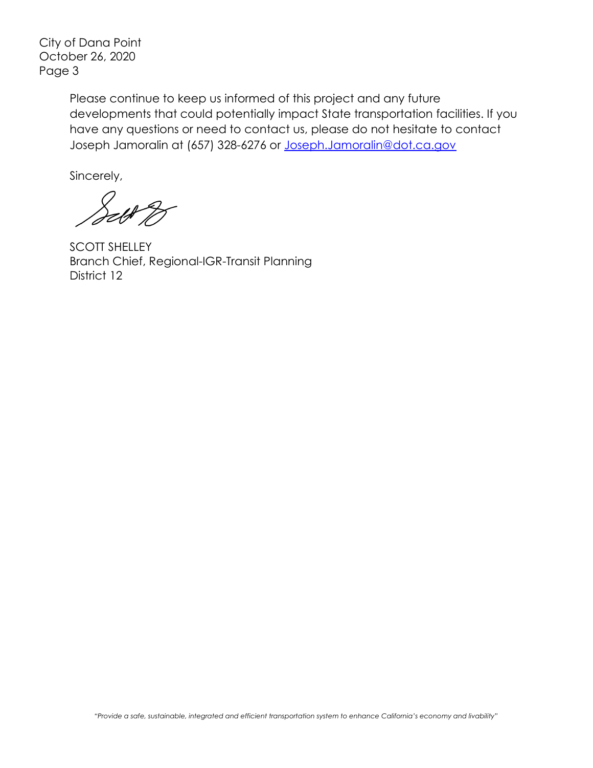Please continue to keep us informed of this project and any future developments that could potentially impact State transportation facilities. If you have any questions or need to contact us, please do not hesitate to contact Joseph Jamoralin at (657) 328-6276 or Joseph.Jamoralin@dot.ca.gov

Sincerely,

SCOTT SHELLEY
Branch Chief, Regional-IGR-Transit Planning
District 12